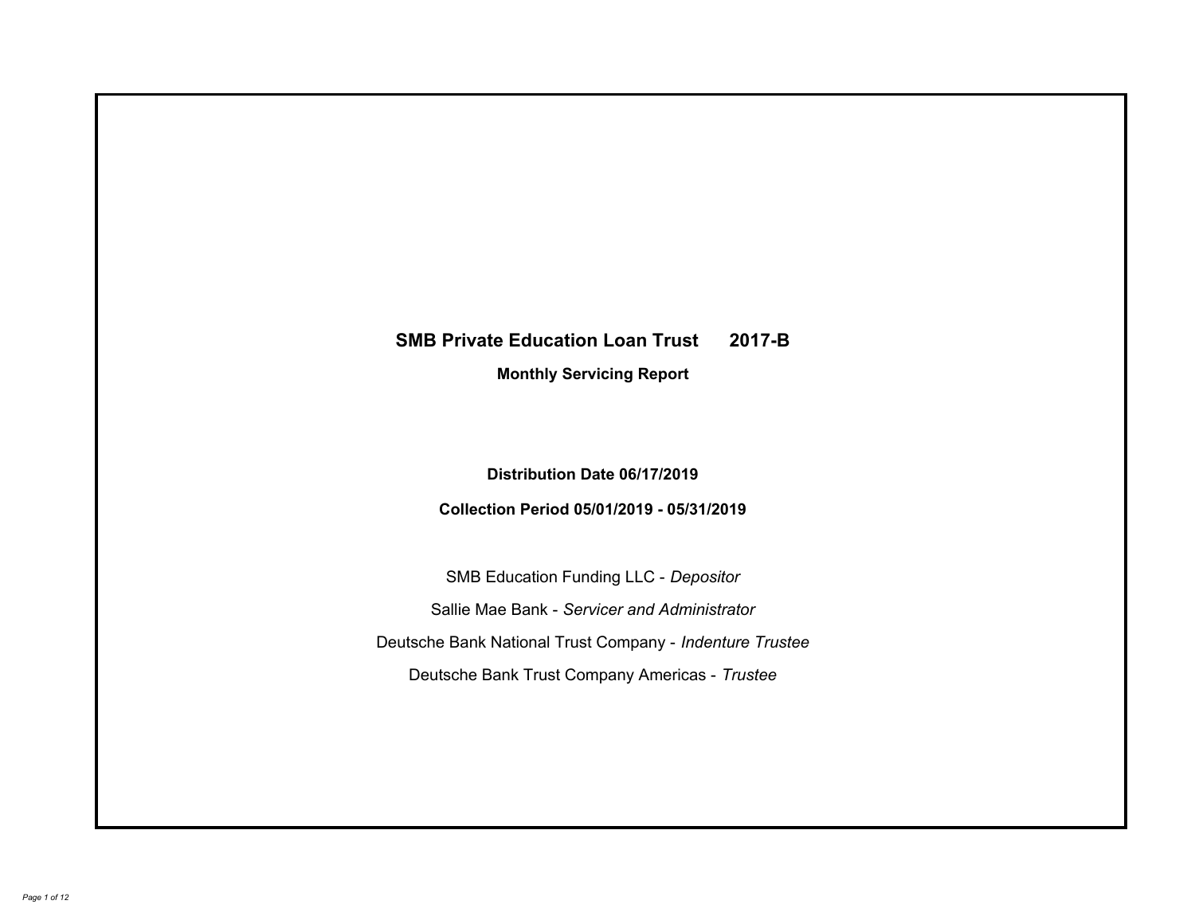# SMB Private Education Loan Trust 2017-B

## Monthly Servicing Report

**Distribution Date 06/17/2019**

**Collection Period 05/01/2019 - 05/31/2019**

SMB Education Funding LLC - *Depositor*

Sallie Mae Bank - *Servicer and Administrator*

Deutsche Bank National Trust Company - *Indenture Trustee*

Deutsche Bank Trust Company Americas - *Trustee*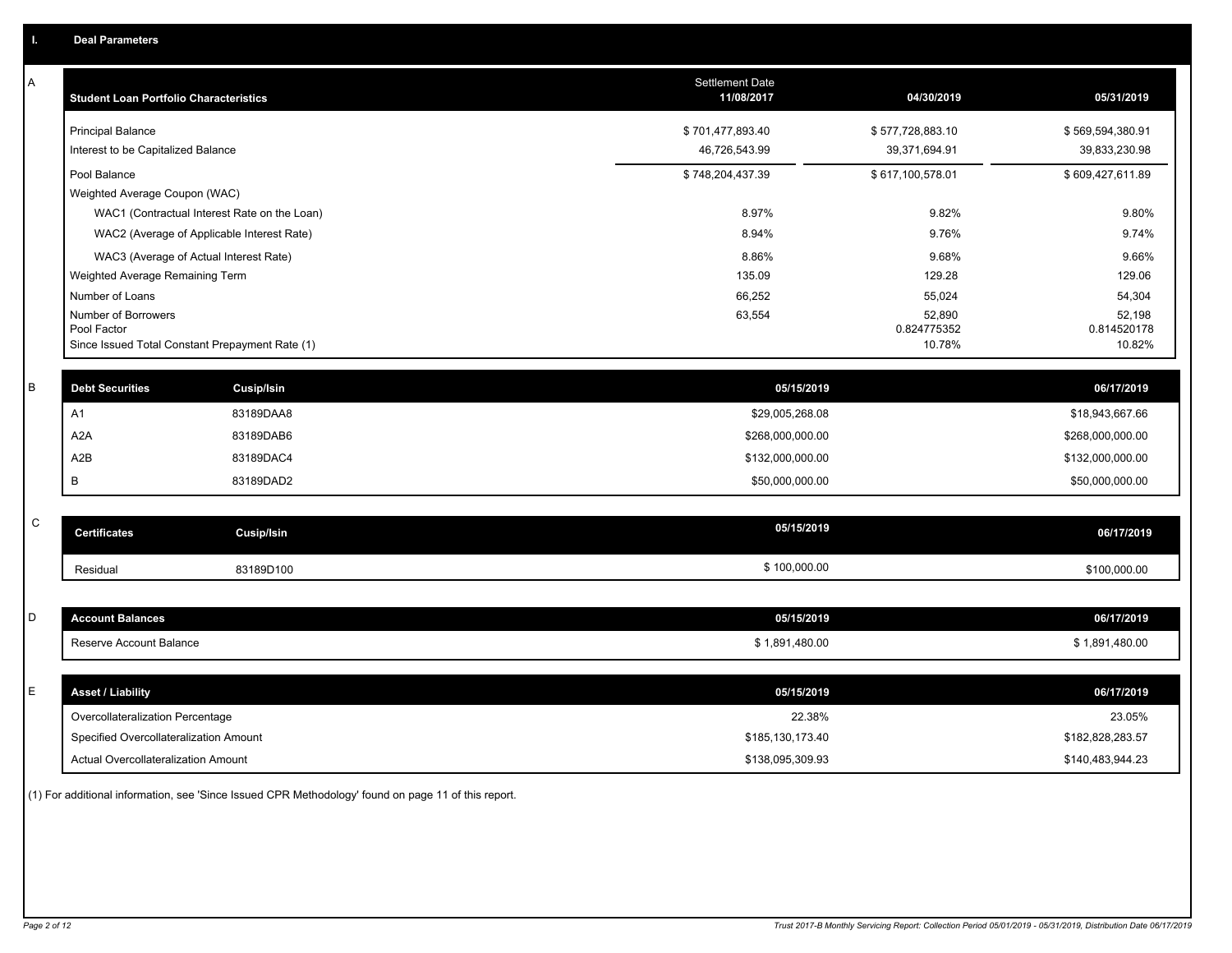## I. Deal Parameters

### A

| Student Loan Portfolio Characteristics | Settlement Date 11/08/2017 | 04/30/2019 | 05/31/2019 |
|---|---|---|---|
| Principal Balance | $ 701,477,893.40 | $ 577,728,883.10 | $ 569,594,380.91 |
| Interest to be Capitalized Balance | 46,726,543.99 | 39,371,694.91 | 39,833,230.98 |
| Pool Balance | $ 748,204,437.39 | $ 617,100,578.01 | $ 609,427,611.89 |
| Weighted Average Coupon (WAC) | | | |
| WAC1 (Contractual Interest Rate on the Loan) | 8.97% | 9.82% | 9.80% |
| WAC2 (Average of Applicable Interest Rate) | 8.94% | 9.76% | 9.74% |
| WAC3 (Average of Actual Interest Rate) | 8.86% | 9.68% | 9.66% |
| Weighted Average Remaining Term | 135.09 | 129.28 | 129.06 |
| Number of Loans | 66,252 | 55,024 | 54,304 |
| Number of Borrowers | 63,554 | 52,890 | 52,198 |
| Pool Factor | | 0.824775352 | 0.814520178 |
| Since Issued Total Constant Prepayment Rate (1) | | 10.78% | 10.82% |

### B

| Debt Securities | Cusip/Isin | 05/15/2019 | 06/17/2019 |
|---|---|---|---|
| A1 | 83189DAA8 | $29,005,268.08 | $18,943,667.66 |
| A2A | 83189DAB6 | $268,000,000.00 | $268,000,000.00 |
| A2B | 83189DAC4 | $132,000,000.00 | $132,000,000.00 |
| B | 83189DAD2 | $50,000,000.00 | $50,000,000.00 |

### C

| Certificates | Cusip/Isin | 05/15/2019 | 06/17/2019 |
|---|---|---|---|
| Residual | 83189D100 | $ 100,000.00 | $100,000.00 |

### D

| Account Balances | 05/15/2019 | 06/17/2019 |
|---|---|---|
| Reserve Account Balance | $ 1,891,480.00 | $ 1,891,480.00 |

### E

| Asset / Liability | 05/15/2019 | 06/17/2019 |
|---|---|---|
| Overcollateralization Percentage | 22.38% | 23.05% |
| Specified Overcollateralization Amount | $185,130,173.40 | $182,828,283.57 |
| Actual Overcollateralization Amount | $138,095,309.93 | $140,483,944.23 |

(1) For additional information, see 'Since Issued CPR Methodology' found on page 11 of this report.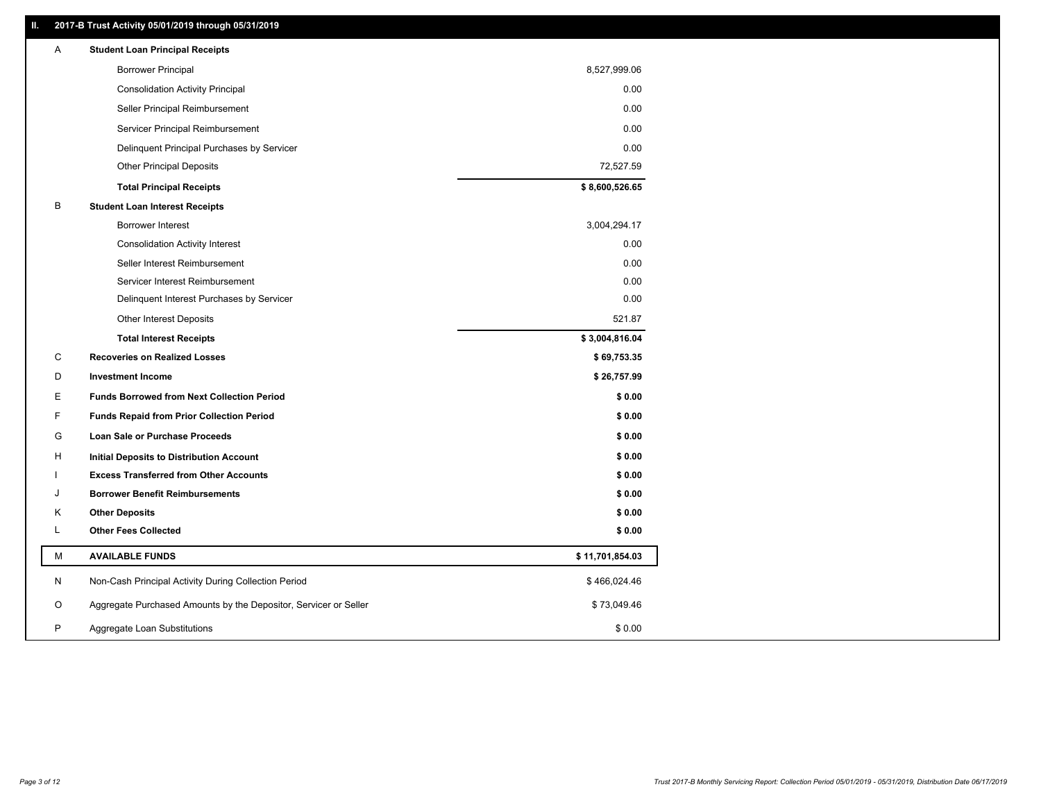## II. 2017-B Trust Activity 05/01/2019 through 05/31/2019

| | | |
|---|---|---|
| A | **Student Loan Principal Receipts** | |
| | Borrower Principal | 8,527,999.06 |
| | Consolidation Activity Principal | 0.00 |
| | Seller Principal Reimbursement | 0.00 |
| | Servicer Principal Reimbursement | 0.00 |
| | Delinquent Principal Purchases by Servicer | 0.00 |
| | Other Principal Deposits | 72,527.59 |
| | **Total Principal Receipts** | **$ 8,600,526.65** |
| B | **Student Loan Interest Receipts** | |
| | Borrower Interest | 3,004,294.17 |
| | Consolidation Activity Interest | 0.00 |
| | Seller Interest Reimbursement | 0.00 |
| | Servicer Interest Reimbursement | 0.00 |
| | Delinquent Interest Purchases by Servicer | 0.00 |
| | Other Interest Deposits | 521.87 |
| | **Total Interest Receipts** | **$ 3,004,816.04** |
| C | **Recoveries on Realized Losses** | **$ 69,753.35** |
| D | **Investment Income** | **$ 26,757.99** |
| E | **Funds Borrowed from Next Collection Period** | **$ 0.00** |
| F | **Funds Repaid from Prior Collection Period** | **$ 0.00** |
| G | **Loan Sale or Purchase Proceeds** | **$ 0.00** |
| H | **Initial Deposits to Distribution Account** | **$ 0.00** |
| I | **Excess Transferred from Other Accounts** | **$ 0.00** |
| J | **Borrower Benefit Reimbursements** | **$ 0.00** |
| K | **Other Deposits** | **$ 0.00** |
| L | **Other Fees Collected** | **$ 0.00** |
| M | **AVAILABLE FUNDS** | **$ 11,701,854.03** |
| N | Non-Cash Principal Activity During Collection Period | $ 466,024.46 |
| O | Aggregate Purchased Amounts by the Depositor, Servicer or Seller | $ 73,049.46 |
| P | Aggregate Loan Substitutions | $ 0.00 |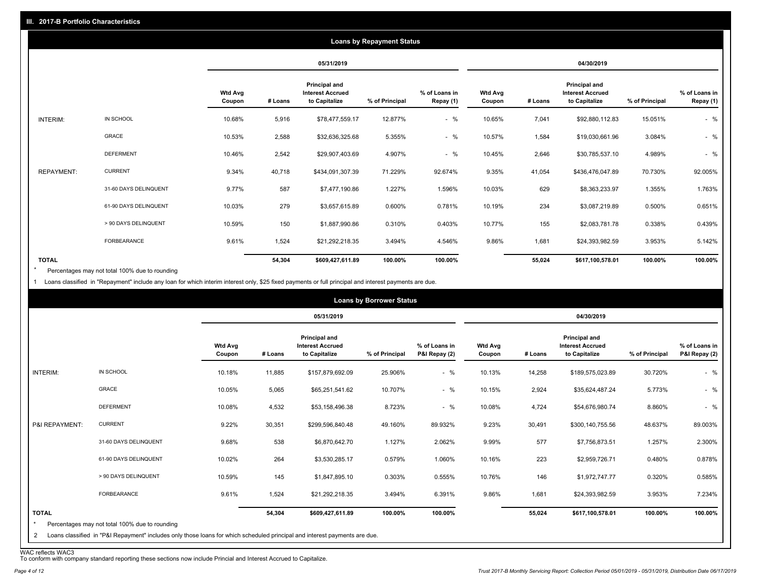## III. 2017-B Portfolio Characteristics

### Loans by Repayment Status

| | | 05/31/2019 | | | | | 04/30/2019 | | | | |
|---|---|---|---|---|---|---|---|---|---|---|---|
| | | Wtd Avg Coupon | # Loans | Principal and Interest Accrued to Capitalize | % of Principal | % of Loans in Repay (1) | Wtd Avg Coupon | # Loans | Principal and Interest Accrued to Capitalize | % of Principal | % of Loans in Repay (1) |
| INTERIM: | IN SCHOOL | 10.68% | 5,916 | $78,477,559.17 | 12.877% | - % | 10.65% | 7,041 | $92,880,112.83 | 15.051% | - % |
| | GRACE | 10.53% | 2,588 | $32,636,325.68 | 5.355% | - % | 10.57% | 1,584 | $19,030,661.96 | 3.084% | - % |
| | DEFERMENT | 10.46% | 2,542 | $29,907,403.69 | 4.907% | - % | 10.45% | 2,646 | $30,785,537.10 | 4.989% | - % |
| REPAYMENT: | CURRENT | 9.34% | 40,718 | $434,091,307.39 | 71.229% | 92.674% | 9.35% | 41,054 | $436,476,047.89 | 70.730% | 92.005% |
| | 31-60 DAYS DELINQUENT | 9.77% | 587 | $7,477,190.86 | 1.227% | 1.596% | 10.03% | 629 | $8,363,233.97 | 1.355% | 1.763% |
| | 61-90 DAYS DELINQUENT | 10.03% | 279 | $3,657,615.89 | 0.600% | 0.781% | 10.19% | 234 | $3,087,219.89 | 0.500% | 0.651% |
| | > 90 DAYS DELINQUENT | 10.59% | 150 | $1,887,990.86 | 0.310% | 0.403% | 10.77% | 155 | $2,083,781.78 | 0.338% | 0.439% |
| | FORBEARANCE | 9.61% | 1,524 | $21,292,218.35 | 3.494% | 4.546% | 9.86% | 1,681 | $24,393,982.59 | 3.953% | 5.142% |
| TOTAL | | | 54,304 | $609,427,611.89 | 100.00% | 100.00% | | 55,024 | $617,100,578.01 | 100.00% | 100.00% |

* Percentages may not total 100% due to rounding

1 Loans classified in "Repayment" include any loan for which interim interest only, $25 fixed payments or full principal and interest payments are due.

### Loans by Borrower Status

| | | 05/31/2019 | | | | | 04/30/2019 | | | | |
|---|---|---|---|---|---|---|---|---|---|---|---|
| | | Wtd Avg Coupon | # Loans | Principal and Interest Accrued to Capitalize | % of Principal | % of Loans in P&I Repay (2) | Wtd Avg Coupon | # Loans | Principal and Interest Accrued to Capitalize | % of Principal | % of Loans in P&I Repay (2) |
| INTERIM: | IN SCHOOL | 10.18% | 11,885 | $157,879,692.09 | 25.906% | - % | 10.13% | 14,258 | $189,575,023.89 | 30.720% | - % |
| | GRACE | 10.05% | 5,065 | $65,251,541.62 | 10.707% | - % | 10.15% | 2,924 | $35,624,487.24 | 5.773% | - % |
| | DEFERMENT | 10.08% | 4,532 | $53,158,496.38 | 8.723% | - % | 10.08% | 4,724 | $54,676,980.74 | 8.860% | - % |
| P&I REPAYMENT: | CURRENT | 9.22% | 30,351 | $299,596,840.48 | 49.160% | 89.932% | 9.23% | 30,491 | $300,140,755.56 | 48.637% | 89.003% |
| | 31-60 DAYS DELINQUENT | 9.68% | 538 | $6,870,642.70 | 1.127% | 2.062% | 9.99% | 577 | $7,756,873.51 | 1.257% | 2.300% |
| | 61-90 DAYS DELINQUENT | 10.02% | 264 | $3,530,285.17 | 0.579% | 1.060% | 10.16% | 223 | $2,959,726.71 | 0.480% | 0.878% |
| | > 90 DAYS DELINQUENT | 10.59% | 145 | $1,847,895.10 | 0.303% | 0.555% | 10.76% | 146 | $1,972,747.77 | 0.320% | 0.585% |
| | FORBEARANCE | 9.61% | 1,524 | $21,292,218.35 | 3.494% | 6.391% | 9.86% | 1,681 | $24,393,982.59 | 3.953% | 7.234% |
| TOTAL | | | 54,304 | $609,427,611.89 | 100.00% | 100.00% | | 55,024 | $617,100,578.01 | 100.00% | 100.00% |

* Percentages may not total 100% due to rounding

2 Loans classified in "P&I Repayment" includes only those loans for which scheduled principal and interest payments are due.

WAC reflects WAC3

To conform with company standard reporting these sections now include Princial and Interest Accrued to Capitalize.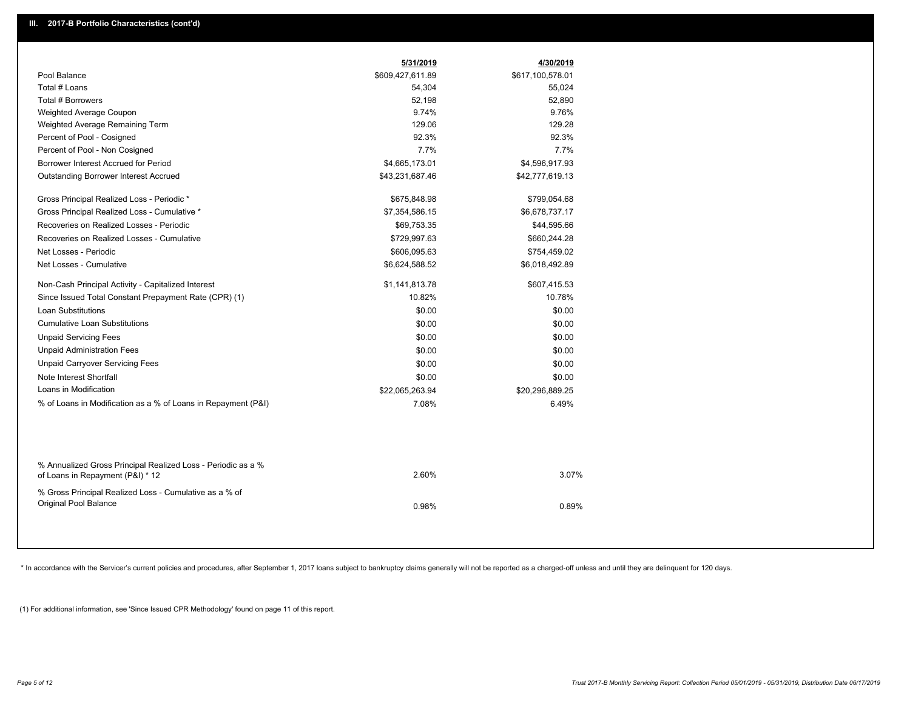## III. 2017-B Portfolio Characteristics (cont'd)

| | 5/31/2019 | 4/30/2019 |
|---|---|---|
| Pool Balance | $609,427,611.89 | $617,100,578.01 |
| Total # Loans | 54,304 | 55,024 |
| Total # Borrowers | 52,198 | 52,890 |
| Weighted Average Coupon | 9.74% | 9.76% |
| Weighted Average Remaining Term | 129.06 | 129.28 |
| Percent of Pool - Cosigned | 92.3% | 92.3% |
| Percent of Pool - Non Cosigned | 7.7% | 7.7% |
| Borrower Interest Accrued for Period | $4,665,173.01 | $4,596,917.93 |
| Outstanding Borrower Interest Accrued | $43,231,687.46 | $42,777,619.13 |
| Gross Principal Realized Loss - Periodic * | $675,848.98 | $799,054.68 |
| Gross Principal Realized Loss - Cumulative * | $7,354,586.15 | $6,678,737.17 |
| Recoveries on Realized Losses - Periodic | $69,753.35 | $44,595.66 |
| Recoveries on Realized Losses - Cumulative | $729,997.63 | $660,244.28 |
| Net Losses - Periodic | $606,095.63 | $754,459.02 |
| Net Losses - Cumulative | $6,624,588.52 | $6,018,492.89 |
| Non-Cash Principal Activity - Capitalized Interest | $1,141,813.78 | $607,415.53 |
| Since Issued Total Constant Prepayment Rate (CPR) (1) | 10.82% | 10.78% |
| Loan Substitutions | $0.00 | $0.00 |
| Cumulative Loan Substitutions | $0.00 | $0.00 |
| Unpaid Servicing Fees | $0.00 | $0.00 |
| Unpaid Administration Fees | $0.00 | $0.00 |
| Unpaid Carryover Servicing Fees | $0.00 | $0.00 |
| Note Interest Shortfall | $0.00 | $0.00 |
| Loans in Modification | $22,065,263.94 | $20,296,889.25 |
| % of Loans in Modification as a % of Loans in Repayment (P&I) | 7.08% | 6.49% |
| % Annualized Gross Principal Realized Loss - Periodic as a % of Loans in Repayment (P&I) * 12 | 2.60% | 3.07% |
| % Gross Principal Realized Loss - Cumulative as a % of Original Pool Balance | 0.98% | 0.89% |

\* In accordance with the Servicer's current policies and procedures, after September 1, 2017 loans subject to bankruptcy claims generally will not be reported as a charged-off unless and until they are delinquent for 120 days.

(1) For additional information, see 'Since Issued CPR Methodology' found on page 11 of this report.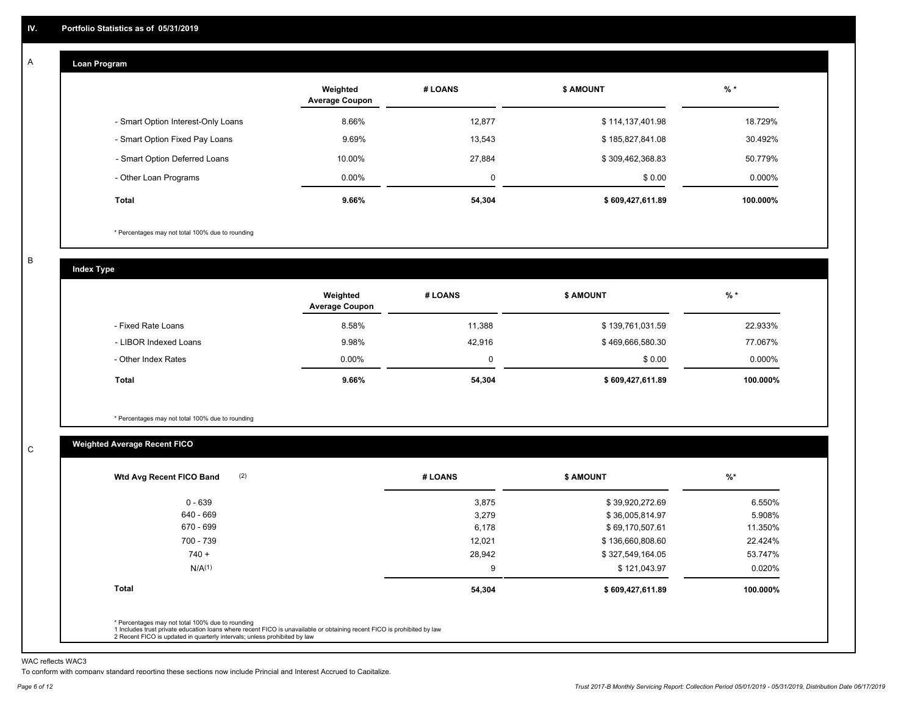## IV. Portfolio Statistics as of 05/31/2019

### A Loan Program

| | Weighted Average Coupon | # LOANS | $ AMOUNT | % * |
|---|---|---|---|---|
| - Smart Option Interest-Only Loans | 8.66% | 12,877 | $ 114,137,401.98 | 18.729% |
| - Smart Option Fixed Pay Loans | 9.69% | 13,543 | $ 185,827,841.08 | 30.492% |
| - Smart Option Deferred Loans | 10.00% | 27,884 | $ 309,462,368.83 | 50.779% |
| - Other Loan Programs | 0.00% | 0 | $ 0.00 | 0.000% |
| **Total** | **9.66%** | **54,304** | **$ 609,427,611.89** | **100.000%** |

* Percentages may not total 100% due to rounding

### B Index Type

| | Weighted Average Coupon | # LOANS | $ AMOUNT | % * |
|---|---|---|---|---|
| - Fixed Rate Loans | 8.58% | 11,388 | $ 139,761,031.59 | 22.933% |
| - LIBOR Indexed Loans | 9.98% | 42,916 | $ 469,666,580.30 | 77.067% |
| - Other Index Rates | 0.00% | 0 | $ 0.00 | 0.000% |
| **Total** | **9.66%** | **54,304** | **$ 609,427,611.89** | **100.000%** |

* Percentages may not total 100% due to rounding

### C Weighted Average Recent FICO

| Wtd Avg Recent FICO Band (2) | # LOANS | $ AMOUNT | %* |
|---|---|---|---|
| 0 - 639 | 3,875 | $ 39,920,272.69 | 6.550% |
| 640 - 669 | 3,279 | $ 36,005,814.97 | 5.908% |
| 670 - 699 | 6,178 | $ 69,170,507.61 | 11.350% |
| 700 - 739 | 12,021 | $ 136,660,808.60 | 22.424% |
| 740 + | 28,942 | $ 327,549,164.05 | 53.747% |
| N/A(1) | 9 | $ 121,043.97 | 0.020% |
| **Total** | **54,304** | **$ 609,427,611.89** | **100.000%** |

* Percentages may not total 100% due to rounding
1 Includes trust private education loans where recent FICO is unavailable or obtaining recent FICO is prohibited by law
2 Recent FICO is updated in quarterly intervals; unless prohibited by law

WAC reflects WAC3

To conform with company standard reporting these sections now include Princial and Interest Accrued to Capitalize.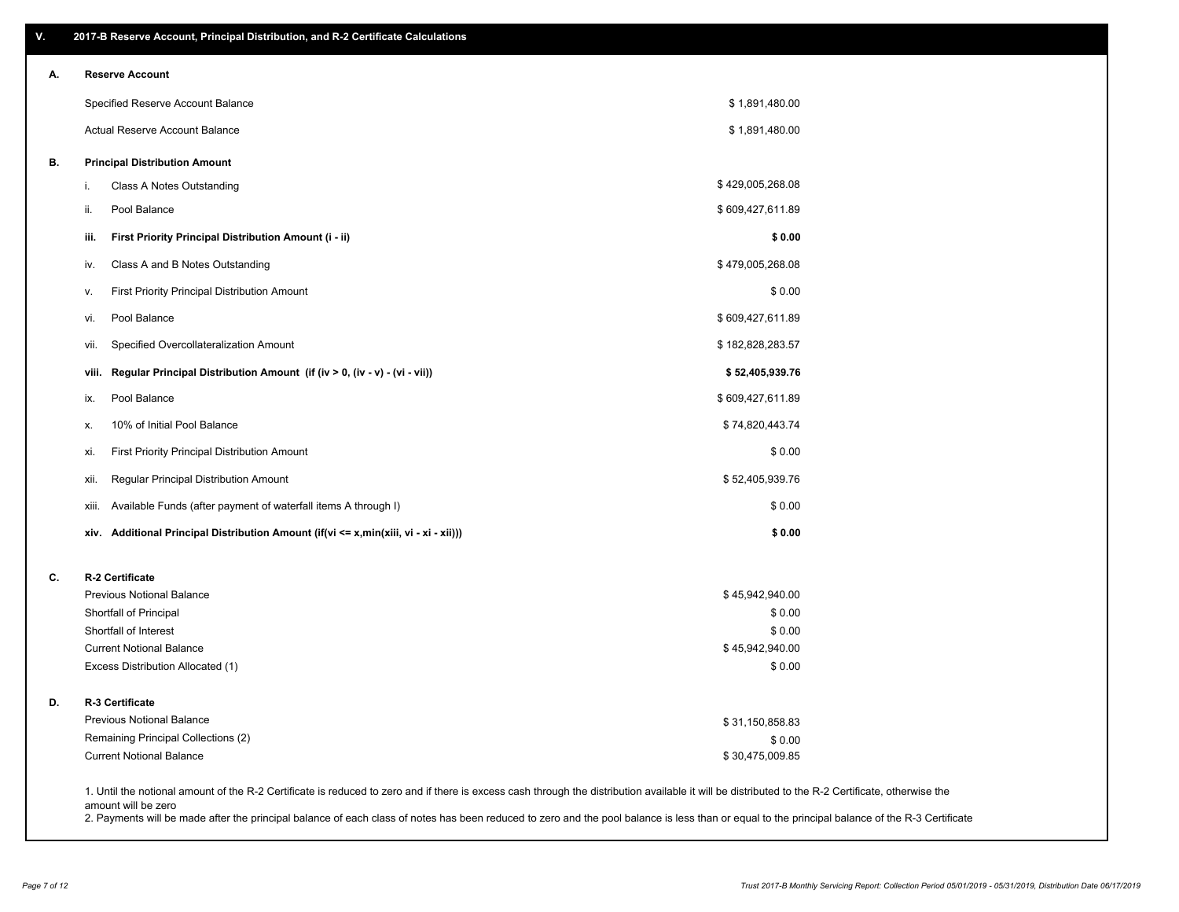## V. 2017-B Reserve Account, Principal Distribution, and R-2 Certificate Calculations

### A. Reserve Account

| | |
|---|---|
| Specified Reserve Account Balance | $ 1,891,480.00 |
| Actual Reserve Account Balance | $ 1,891,480.00 |

### B. Principal Distribution Amount

| | | |
|---|---|---|
| i. | Class A Notes Outstanding | $ 429,005,268.08 |
| ii. | Pool Balance | $ 609,427,611.89 |
| **iii.** | **First Priority Principal Distribution Amount (i - ii)** | **$ 0.00** |
| iv. | Class A and B Notes Outstanding | $ 479,005,268.08 |
| v. | First Priority Principal Distribution Amount | $ 0.00 |
| vi. | Pool Balance | $ 609,427,611.89 |
| vii. | Specified Overcollateralization Amount | $ 182,828,283.57 |
| **viii.** | **Regular Principal Distribution Amount (if (iv > 0, (iv - v) - (vi - vii))** | **$ 52,405,939.76** |
| ix. | Pool Balance | $ 609,427,611.89 |
| x. | 10% of Initial Pool Balance | $ 74,820,443.74 |
| xi. | First Priority Principal Distribution Amount | $ 0.00 |
| xii. | Regular Principal Distribution Amount | $ 52,405,939.76 |
| xiii. | Available Funds (after payment of waterfall items A through I) | $ 0.00 |
| **xiv.** | **Additional Principal Distribution Amount (if(vi <= x,min(xiii, vi - xi - xii)))** | **$ 0.00** |

### C. R-2 Certificate

| | |
|---|---|
| Previous Notional Balance | $ 45,942,940.00 |
| Shortfall of Principal | $ 0.00 |
| Shortfall of Interest | $ 0.00 |
| Current Notional Balance | $ 45,942,940.00 |
| Excess Distribution Allocated (1) | $ 0.00 |

### D. R-3 Certificate

| | |
|---|---|
| Previous Notional Balance | $ 31,150,858.83 |
| Remaining Principal Collections (2) | $ 0.00 |
| Current Notional Balance | $ 30,475,009.85 |

1. Until the notional amount of the R-2 Certificate is reduced to zero and if there is excess cash through the distribution available it will be distributed to the R-2 Certificate, otherwise the amount will be zero
2. Payments will be made after the principal balance of each class of notes has been reduced to zero and the pool balance is less than or equal to the principal balance of the R-3 Certificate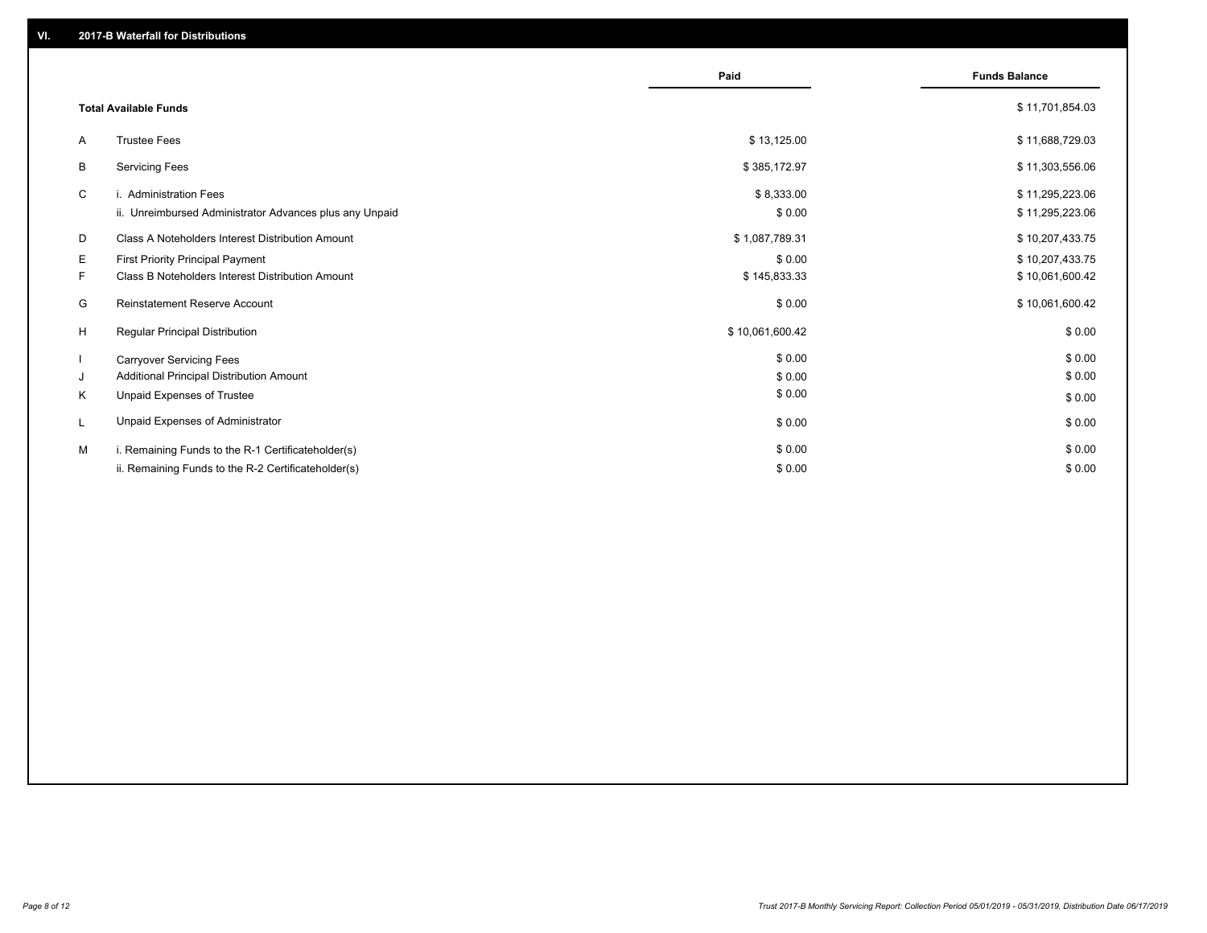## VI. 2017-B Waterfall for Distributions

| | | Paid | Funds Balance |
|---|---|---|---|
| | **Total Available Funds** | | $ 11,701,854.03 |
| A | Trustee Fees | $ 13,125.00 | $ 11,688,729.03 |
| B | Servicing Fees | $ 385,172.97 | $ 11,303,556.06 |
| C | i. Administration Fees | $ 8,333.00 | $ 11,295,223.06 |
| | ii. Unreimbursed Administrator Advances plus any Unpaid | $ 0.00 | $ 11,295,223.06 |
| D | Class A Noteholders Interest Distribution Amount | $ 1,087,789.31 | $ 10,207,433.75 |
| E | First Priority Principal Payment | $ 0.00 | $ 10,207,433.75 |
| F | Class B Noteholders Interest Distribution Amount | $ 145,833.33 | $ 10,061,600.42 |
| G | Reinstatement Reserve Account | $ 0.00 | $ 10,061,600.42 |
| H | Regular Principal Distribution | $ 10,061,600.42 | $ 0.00 |
| I | Carryover Servicing Fees | $ 0.00 | $ 0.00 |
| J | Additional Principal Distribution Amount | $ 0.00 | $ 0.00 |
| K | Unpaid Expenses of Trustee | $ 0.00 | $ 0.00 |
| L | Unpaid Expenses of Administrator | $ 0.00 | $ 0.00 |
| M | i. Remaining Funds to the R-1 Certificateholder(s) | $ 0.00 | $ 0.00 |
| | ii. Remaining Funds to the R-2 Certificateholder(s) | $ 0.00 | $ 0.00 |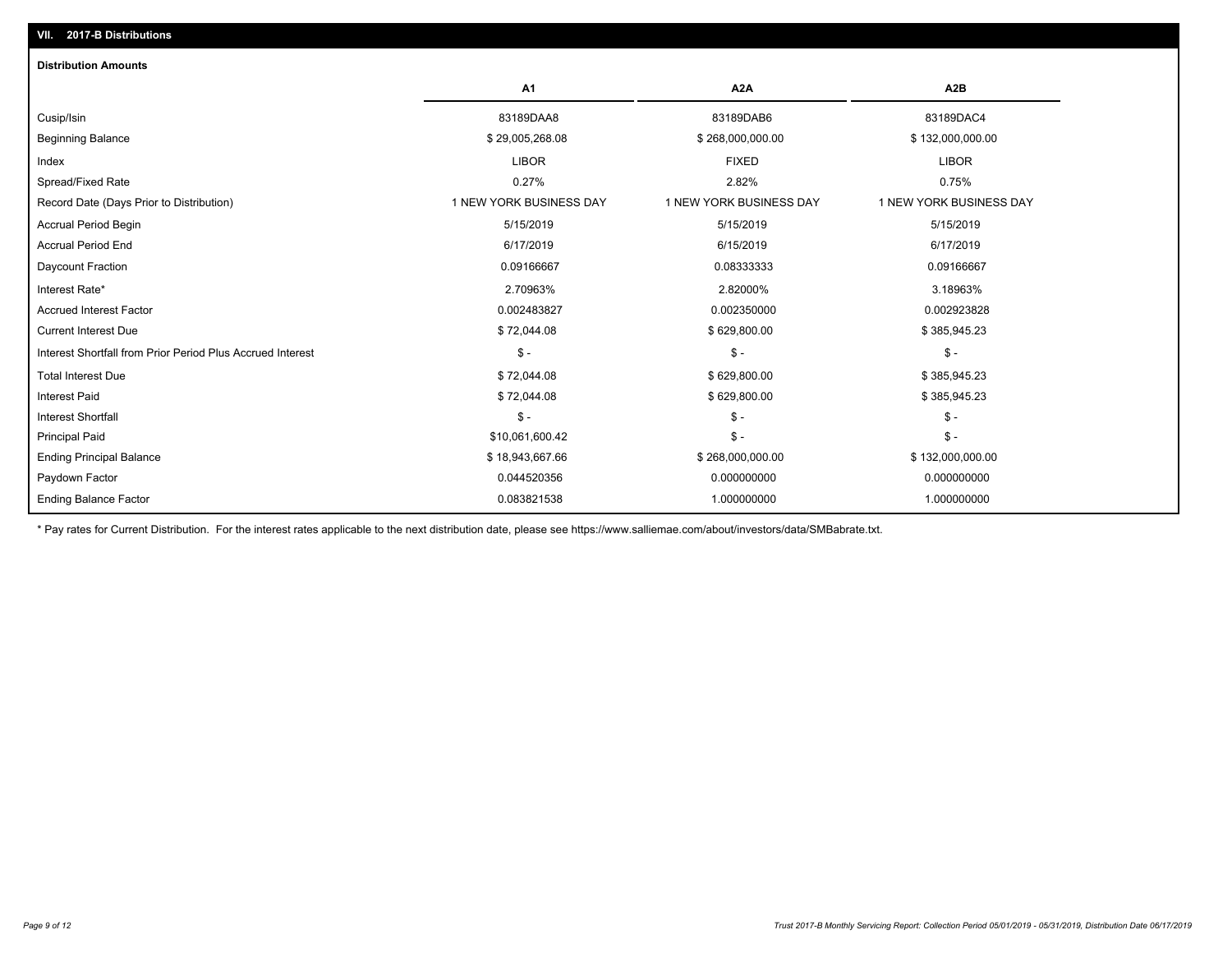## VII. 2017-B Distributions

### Distribution Amounts

| | A1 | A2A | A2B |
|---|---|---|---|
| Cusip/Isin | 83189DAA8 | 83189DAB6 | 83189DAC4 |
| Beginning Balance | $ 29,005,268.08 | $ 268,000,000.00 | $ 132,000,000.00 |
| Index | LIBOR | FIXED | LIBOR |
| Spread/Fixed Rate | 0.27% | 2.82% | 0.75% |
| Record Date (Days Prior to Distribution) | 1 NEW YORK BUSINESS DAY | 1 NEW YORK BUSINESS DAY | 1 NEW YORK BUSINESS DAY |
| Accrual Period Begin | 5/15/2019 | 5/15/2019 | 5/15/2019 |
| Accrual Period End | 6/17/2019 | 6/15/2019 | 6/17/2019 |
| Daycount Fraction | 0.09166667 | 0.08333333 | 0.09166667 |
| Interest Rate* | 2.70963% | 2.82000% | 3.18963% |
| Accrued Interest Factor | 0.002483827 | 0.002350000 | 0.002923828 |
| Current Interest Due | $ 72,044.08 | $ 629,800.00 | $ 385,945.23 |
| Interest Shortfall from Prior Period Plus Accrued Interest | $ - | $ - | $ - |
| Total Interest Due | $ 72,044.08 | $ 629,800.00 | $ 385,945.23 |
| Interest Paid | $ 72,044.08 | $ 629,800.00 | $ 385,945.23 |
| Interest Shortfall | $ - | $ - | $ - |
| Principal Paid | $10,061,600.42 | $ - | $ - |
| Ending Principal Balance | $ 18,943,667.66 | $ 268,000,000.00 | $ 132,000,000.00 |
| Paydown Factor | 0.044520356 | 0.000000000 | 0.000000000 |
| Ending Balance Factor | 0.083821538 | 1.000000000 | 1.000000000 |

* Pay rates for Current Distribution. For the interest rates applicable to the next distribution date, please see https://www.salliemae.com/about/investors/data/SMBabrate.txt.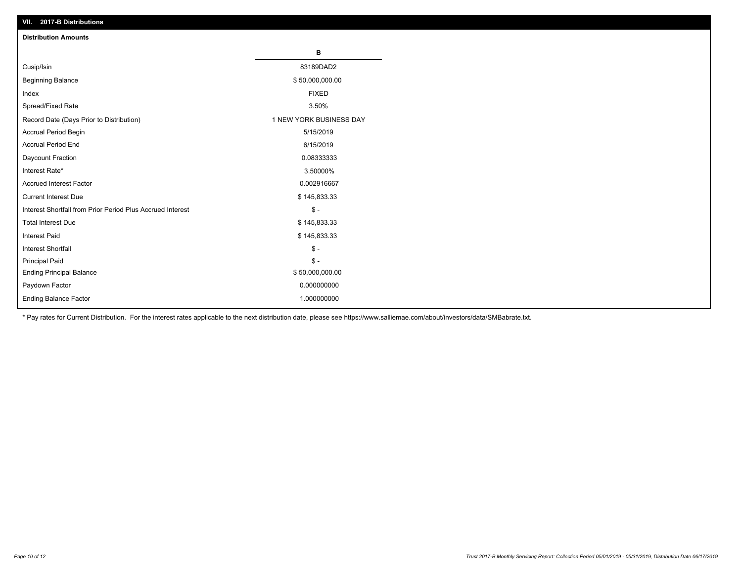## VII. 2017-B Distributions

### Distribution Amounts

| | B |
|---|---|
| Cusip/Isin | 83189DAD2 |
| Beginning Balance | $ 50,000,000.00 |
| Index | FIXED |
| Spread/Fixed Rate | 3.50% |
| Record Date (Days Prior to Distribution) | 1 NEW YORK BUSINESS DAY |
| Accrual Period Begin | 5/15/2019 |
| Accrual Period End | 6/15/2019 |
| Daycount Fraction | 0.08333333 |
| Interest Rate* | 3.50000% |
| Accrued Interest Factor | 0.002916667 |
| Current Interest Due | $ 145,833.33 |
| Interest Shortfall from Prior Period Plus Accrued Interest | $ - |
| Total Interest Due | $ 145,833.33 |
| Interest Paid | $ 145,833.33 |
| Interest Shortfall | $ - |
| Principal Paid | $ - |
| Ending Principal Balance | $ 50,000,000.00 |
| Paydown Factor | 0.000000000 |
| Ending Balance Factor | 1.000000000 |

* Pay rates for Current Distribution. For the interest rates applicable to the next distribution date, please see https://www.salliemae.com/about/investors/data/SMBabrate.txt.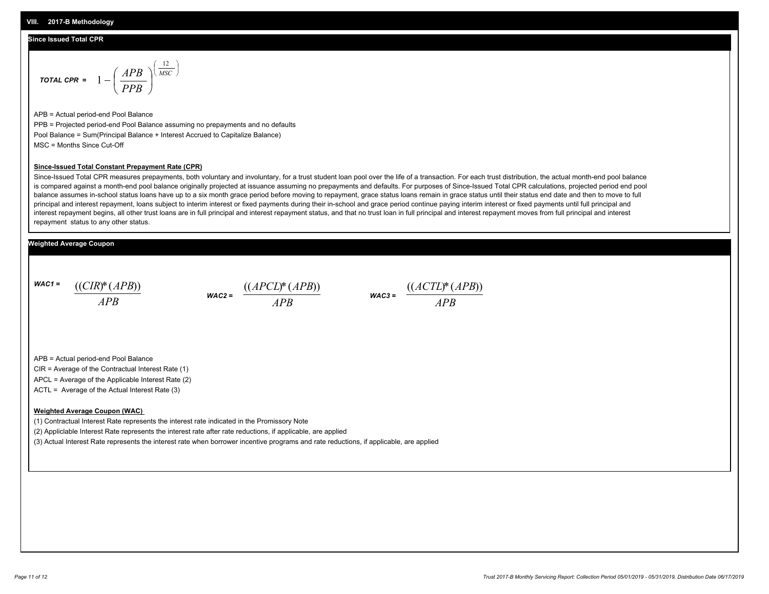## VIII. 2017-B Methodology

### Since Issued Total CPR

$$\textit{TOTAL CPR} = 1 - \left(\frac{APB}{PPB}\right)^{\left(\frac{12}{MSC}\right)}$$

APB = Actual period-end Pool Balance

PPB = Projected period-end Pool Balance assuming no prepayments and no defaults

Pool Balance = Sum(Principal Balance + Interest Accrued to Capitalize Balance)

MSC = Months Since Cut-Off

**Since-Issued Total Constant Prepayment Rate (CPR)**

Since-Issued Total CPR measures prepayments, both voluntary and involuntary, for a trust student loan pool over the life of a transaction. For each trust distribution, the actual month-end pool balance is compared against a month-end pool balance originally projected at issuance assuming no prepayments and defaults. For purposes of Since-Issued Total CPR calculations, projected period end pool balance assumes in-school status loans have up to a six month grace period before moving to repayment, grace status loans remain in grace status until their status end date and then to move to full principal and interest repayment, loans subject to interim interest or fixed payments during their in-school and grace period continue paying interim interest or fixed payments until full principal and interest repayment begins, all other trust loans are in full principal and interest repayment status, and that no trust loan in full principal and interest repayment moves from full principal and interest repayment status to any other status.

### Weighted Average Coupon

$$\textit{WAC1} = \frac{((CIR)*(APB))}{APB} \qquad \textit{WAC2} = \frac{((APCL)*(APB))}{APB} \qquad \textit{WAC3} = \frac{((ACTL)*(APB))}{APB}$$

APB = Actual period-end Pool Balance

CIR = Average of the Contractual Interest Rate (1)

APCL = Average of the Applicable Interest Rate (2)

ACTL = Average of the Actual Interest Rate (3)

**Weighted Average Coupon (WAC)**

(1) Contractual Interest Rate represents the interest rate indicated in the Promissory Note

(2) Appliclable Interest Rate represents the interest rate after rate reductions, if applicable, are applied

(3) Actual Interest Rate represents the interest rate when borrower incentive programs and rate reductions, if applicable, are applied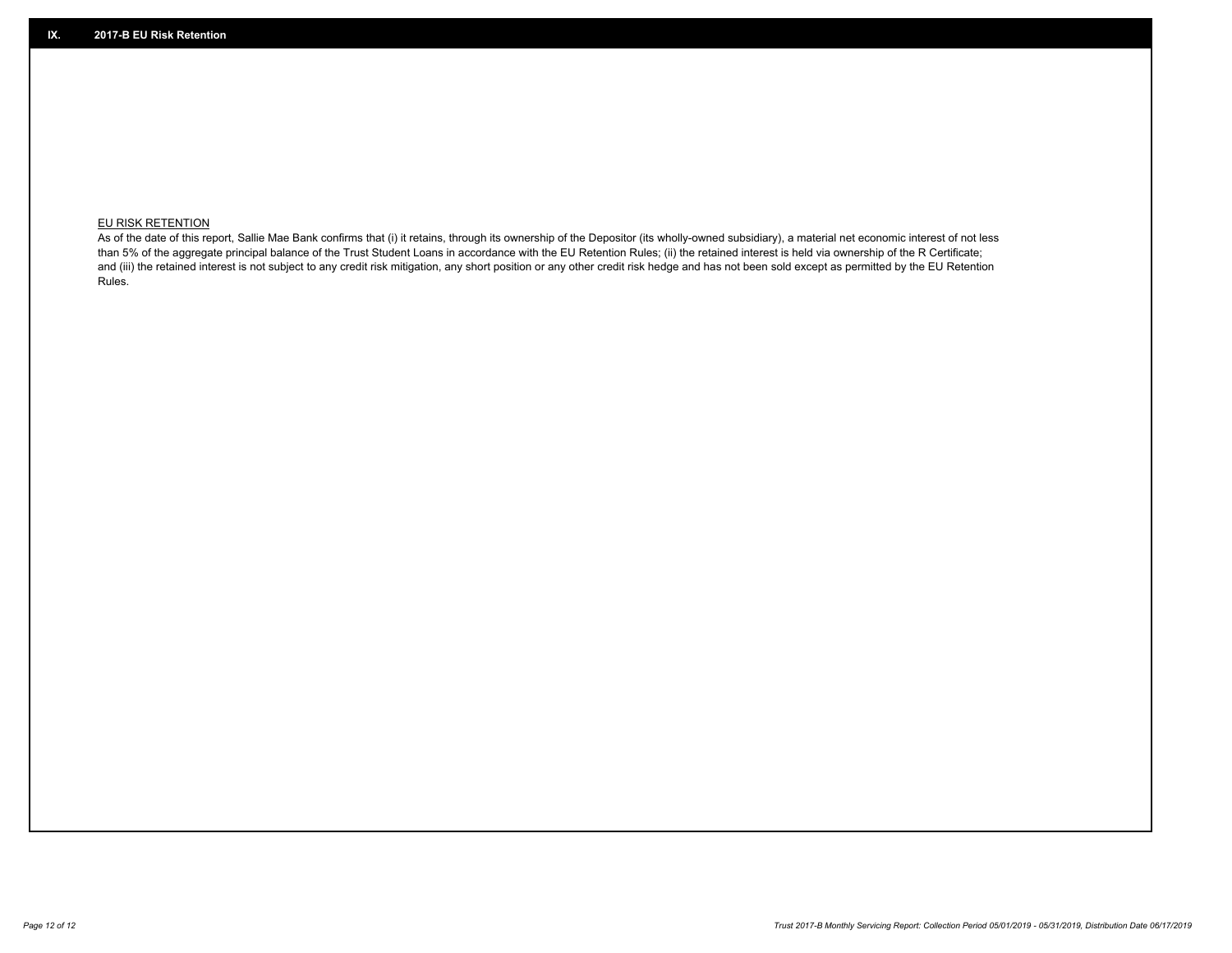## IX. 2017-B EU Risk Retention

EU RISK RETENTION

As of the date of this report, Sallie Mae Bank confirms that (i) it retains, through its ownership of the Depositor (its wholly-owned subsidiary), a material net economic interest of not less than 5% of the aggregate principal balance of the Trust Student Loans in accordance with the EU Retention Rules; (ii) the retained interest is held via ownership of the R Certificate; and (iii) the retained interest is not subject to any credit risk mitigation, any short position or any other credit risk hedge and has not been sold except as permitted by the EU Retention Rules.